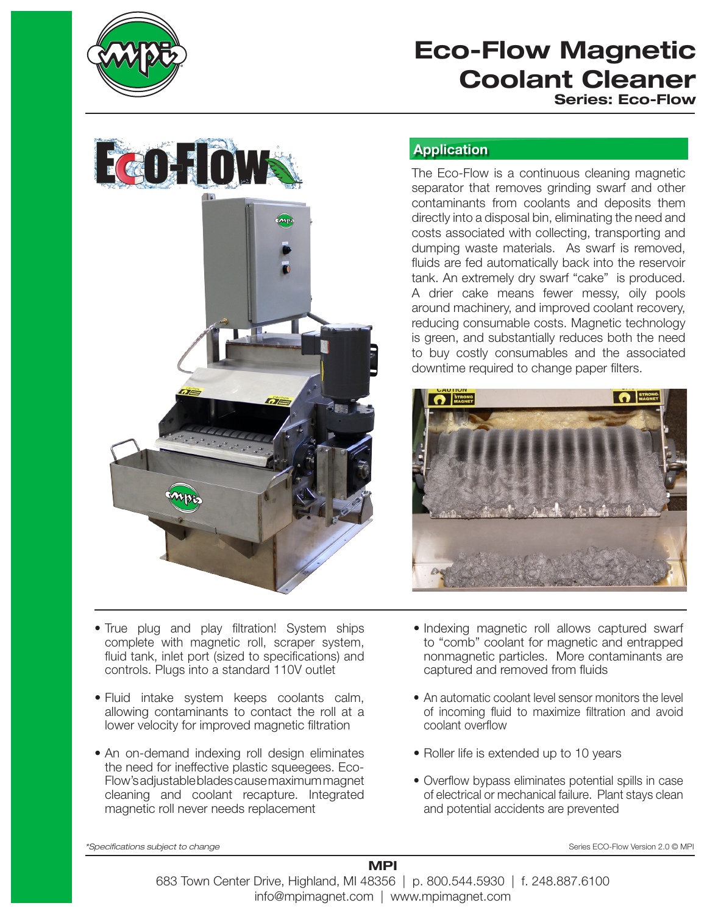# Eco-Flow Magnetic Coolant Cleaner

### Series: Eco-Flow

## Application

The Eco-Flow is a continuous cleaning magnetic separator that removes grinding swarf and other contaminants from coolants and deposits them directly into a disposal bin, eliminating the need and costs associated with collecting, transporting and dumping waste materials. As swarf is removed, fluids are fed automatically back into the reservoir tank. An extremely dry swarf "cake" is produced. A drier cake means fewer messy, oily pools around machinery, and improved coolant recovery, reducing consumable costs. Magnetic technology is green, and substantially reduces both the need to buy costly consumables and the associated downtime required to change paper filters.

- True plug and play filtration! System ships complete with magnetic roll, scraper system, fluid tank, inlet port (sized to specifications) and controls. Plugs into a standard 110V outlet
- Fluid intake system keeps coolants calm, allowing contaminants to contact the roll at a lower velocity for improved magnetic filtration
- An on-demand indexing roll design eliminates the need for ineffective plastic squeegees. Eco-Flow's adjustable blades cause maximum magnet cleaning and coolant recapture. Integrated magnetic roll never needs replacement
- Indexing magnetic roll allows captured swarf to "comb" coolant for magnetic and entrapped nonmagnetic particles. More contaminants are captured and removed from fluids
- An automatic coolant level sensor monitors the level of incoming fluid to maximize filtration and avoid coolant overflow
- Roller life is extended up to 10 years
- Overflow bypass eliminates potential spills in case of electrical or mechanical failure. Plant stays clean and potential accidents are prevented

*\*Specifications subject to change*

Series ECO-Flow Version 2.0 © MPI

**MPI**
683 Town Center Drive, Highland, MI 48356 | p. 800.544.5930 | f. 248.887.6100
info@mpimagnet.com | www.mpimagnet.com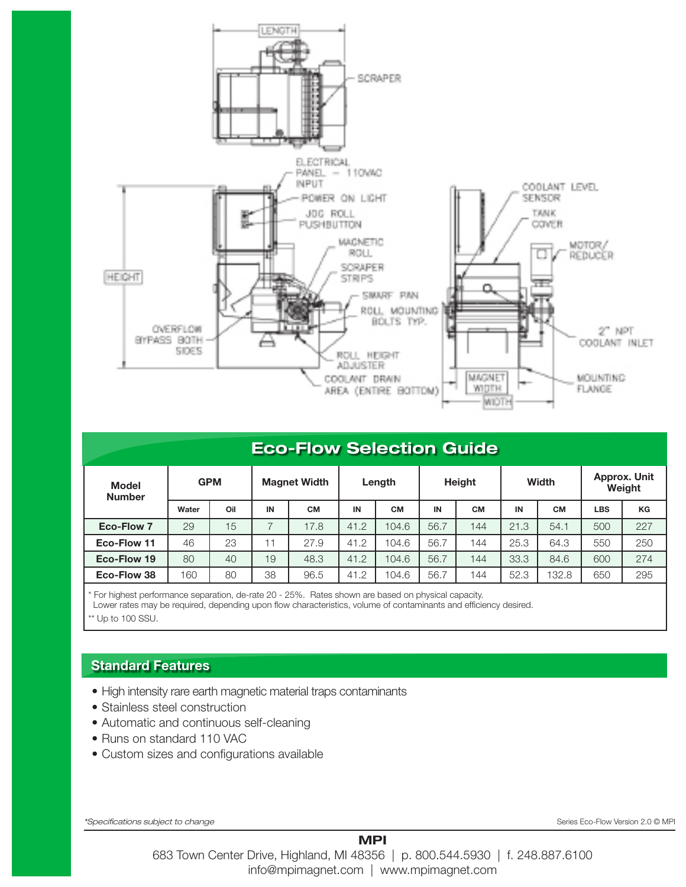LENGTH

SCRAPER

ELECTRICAL PANEL – 110VAC INPUT

POWER ON LIGHT

JOG ROLL PUSHBUTTON

MAGNETIC ROLL

SCRAPER STRIPS

SMARF PAN

ROLL MOUNTING BOLTS TYP.

HEIGHT

OVERFLOW BYPASS BOTH SIDES

ROLL HEIGHT ADJUSTER

COOLANT DRAIN AREA (ENTIRE BOTTOM)

COOLANT LEVEL SENSOR

TANK COVER

MOTOR/ REDUCER

2" NPT COOLANT INLET

MAGNET WIDTH

WIDTH

MOUNTING FLANGE

## Eco-Flow Selection Guide

| Model Number | GPM | | Magnet Width | | Length | | Height | | Width | | Approx. Unit Weight | |
|---|---|---|---|---|---|---|---|---|---|---|---|---|
| | Water | Oil | IN | CM | IN | CM | IN | CM | IN | CM | LBS | KG |
| **Eco-Flow 7** | 29 | 15 | 7 | 17.8 | 41.2 | 104.6 | 56.7 | 144 | 21.3 | 54.1 | 500 | 227 |
| **Eco-Flow 11** | 46 | 23 | 11 | 27.9 | 41.2 | 104.6 | 56.7 | 144 | 25.3 | 64.3 | 550 | 250 |
| **Eco-Flow 19** | 80 | 40 | 19 | 48.3 | 41.2 | 104.6 | 56.7 | 144 | 33.3 | 84.6 | 600 | 274 |
| **Eco-Flow 38** | 160 | 80 | 38 | 96.5 | 41.2 | 104.6 | 56.7 | 144 | 52.3 | 132.8 | 650 | 295 |

* For highest performance separation, de-rate 20 - 25%. Rates shown are based on physical capacity.
Lower rates may be required, depending upon flow characteristics, volume of contaminants and efficiency desired.

** Up to 100 SSU.

## Standard Features

- High intensity rare earth magnetic material traps contaminants
- Stainless steel construction
- Automatic and continuous self-cleaning
- Runs on standard 110 VAC
- Custom sizes and configurations available

*\*Specifications subject to change*

Series Eco-Flow Version 2.0 © MPI

**MPI**

683 Town Center Drive, Highland, MI 48356 | p. 800.544.5930 | f. 248.887.6100
info@mpimagnet.com | www.mpimagnet.com